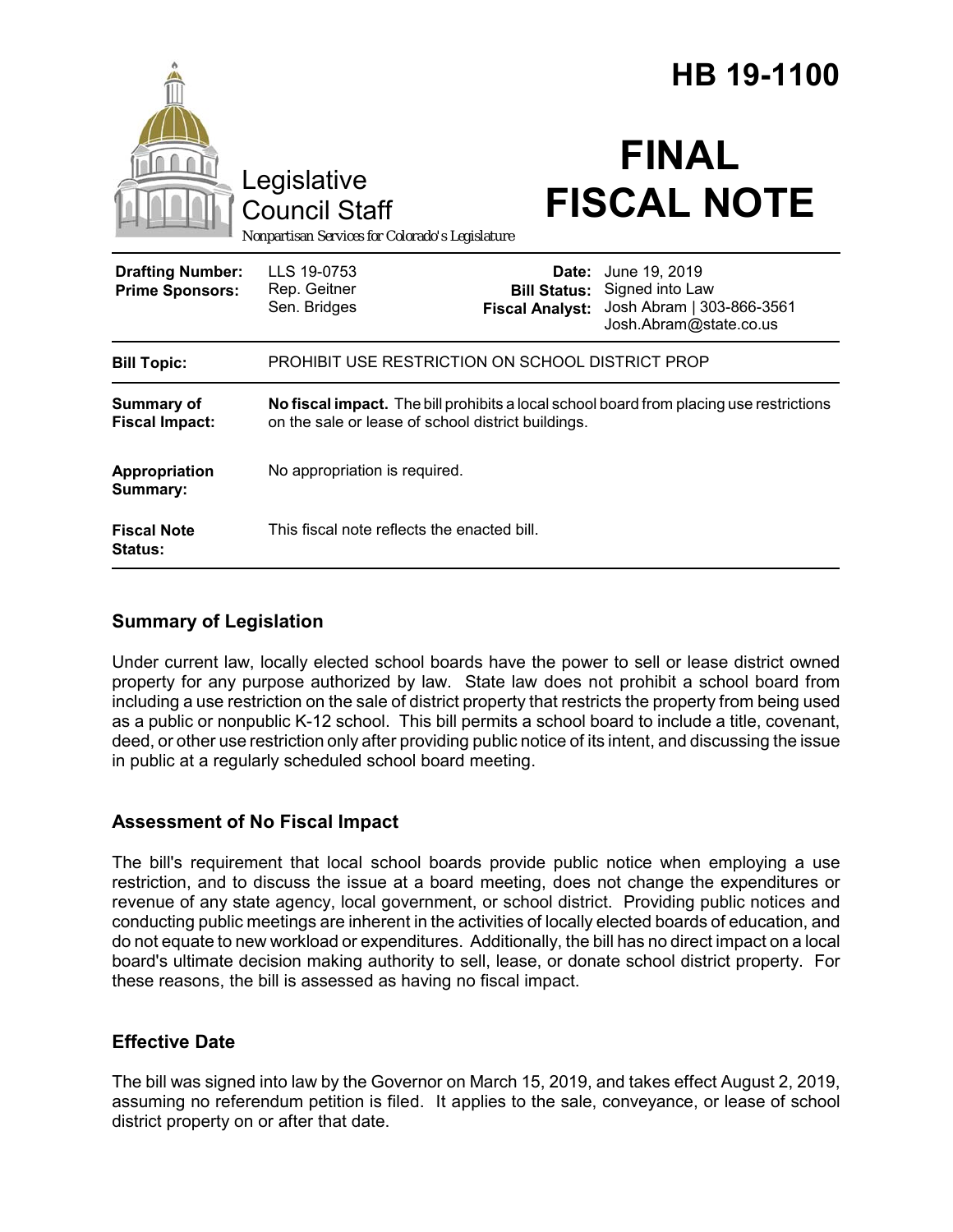# HB 19-1100

Legislative Council Staff

*Nonpartisan Services for Colorado's Legislature*

# FINAL FISCAL NOTE

| | | | |
|---|---|---|---|
| **Drafting Number:** | LLS 19-0753 | **Date:** | June 19, 2019 |
| **Prime Sponsors:** | Rep. Geitner<br>Sen. Bridges | **Bill Status:** | Signed into Law |
| | | **Fiscal Analyst:** | Josh Abram \| 303-866-3561<br>Josh.Abram@state.co.us |

| | |
|---|---|
| **Bill Topic:** | PROHIBIT USE RESTRICTION ON SCHOOL DISTRICT PROP |
| **Summary of Fiscal Impact:** | **No fiscal impact.** The bill prohibits a local school board from placing use restrictions on the sale or lease of school district buildings. |
| **Appropriation Summary:** | No appropriation is required. |
| **Fiscal Note Status:** | This fiscal note reflects the enacted bill. |

## Summary of Legislation

Under current law, locally elected school boards have the power to sell or lease district owned property for any purpose authorized by law. State law does not prohibit a school board from including a use restriction on the sale of district property that restricts the property from being used as a public or nonpublic K-12 school. This bill permits a school board to include a title, covenant, deed, or other use restriction only after providing public notice of its intent, and discussing the issue in public at a regularly scheduled school board meeting.

## Assessment of No Fiscal Impact

The bill's requirement that local school boards provide public notice when employing a use restriction, and to discuss the issue at a board meeting, does not change the expenditures or revenue of any state agency, local government, or school district. Providing public notices and conducting public meetings are inherent in the activities of locally elected boards of education, and do not equate to new workload or expenditures. Additionally, the bill has no direct impact on a local board's ultimate decision making authority to sell, lease, or donate school district property. For these reasons, the bill is assessed as having no fiscal impact.

## Effective Date

The bill was signed into law by the Governor on March 15, 2019, and takes effect August 2, 2019, assuming no referendum petition is filed. It applies to the sale, conveyance, or lease of school district property on or after that date.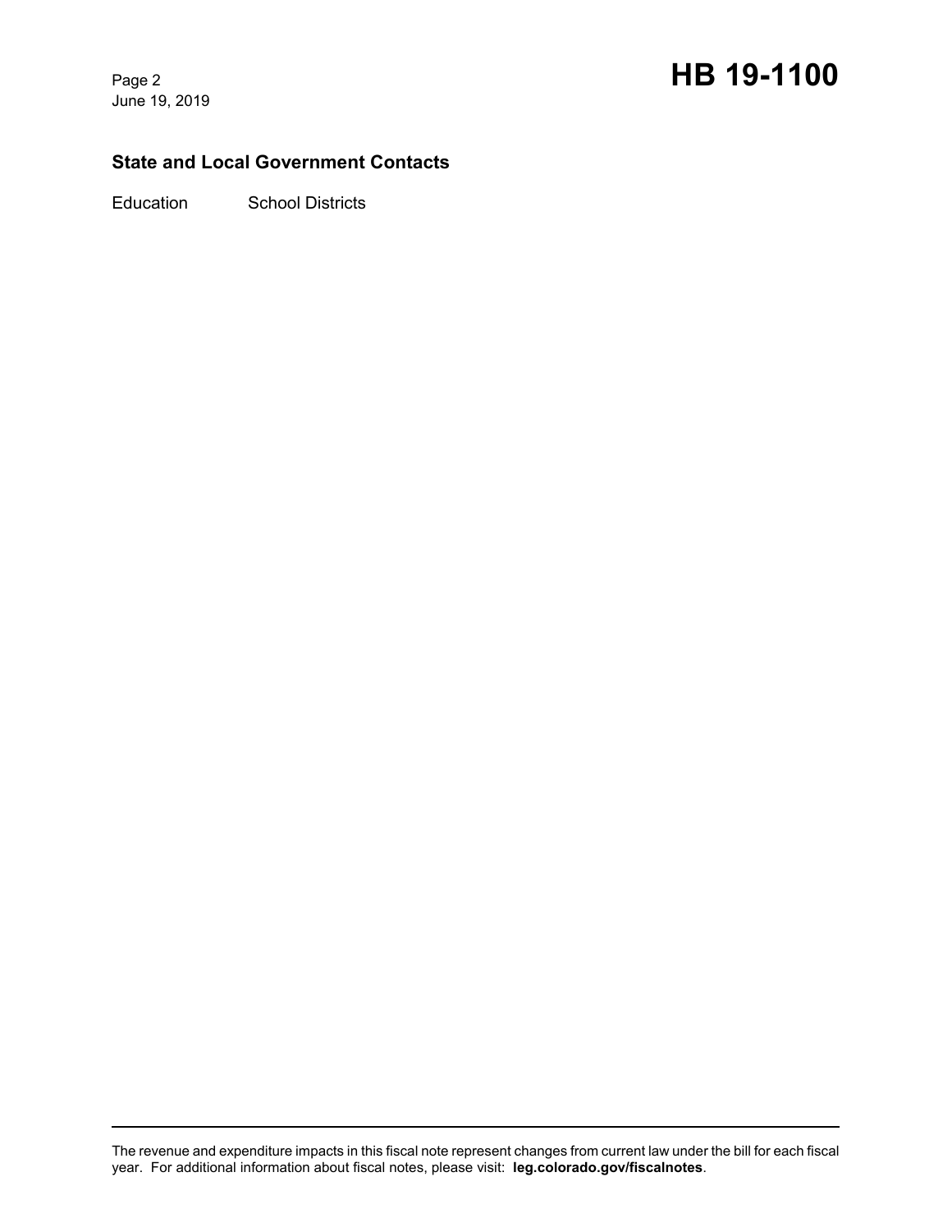## State and Local Government Contacts

Education School Districts

The revenue and expenditure impacts in this fiscal note represent changes from current law under the bill for each fiscal year. For additional information about fiscal notes, please visit: **leg.colorado.gov/fiscalnotes**.